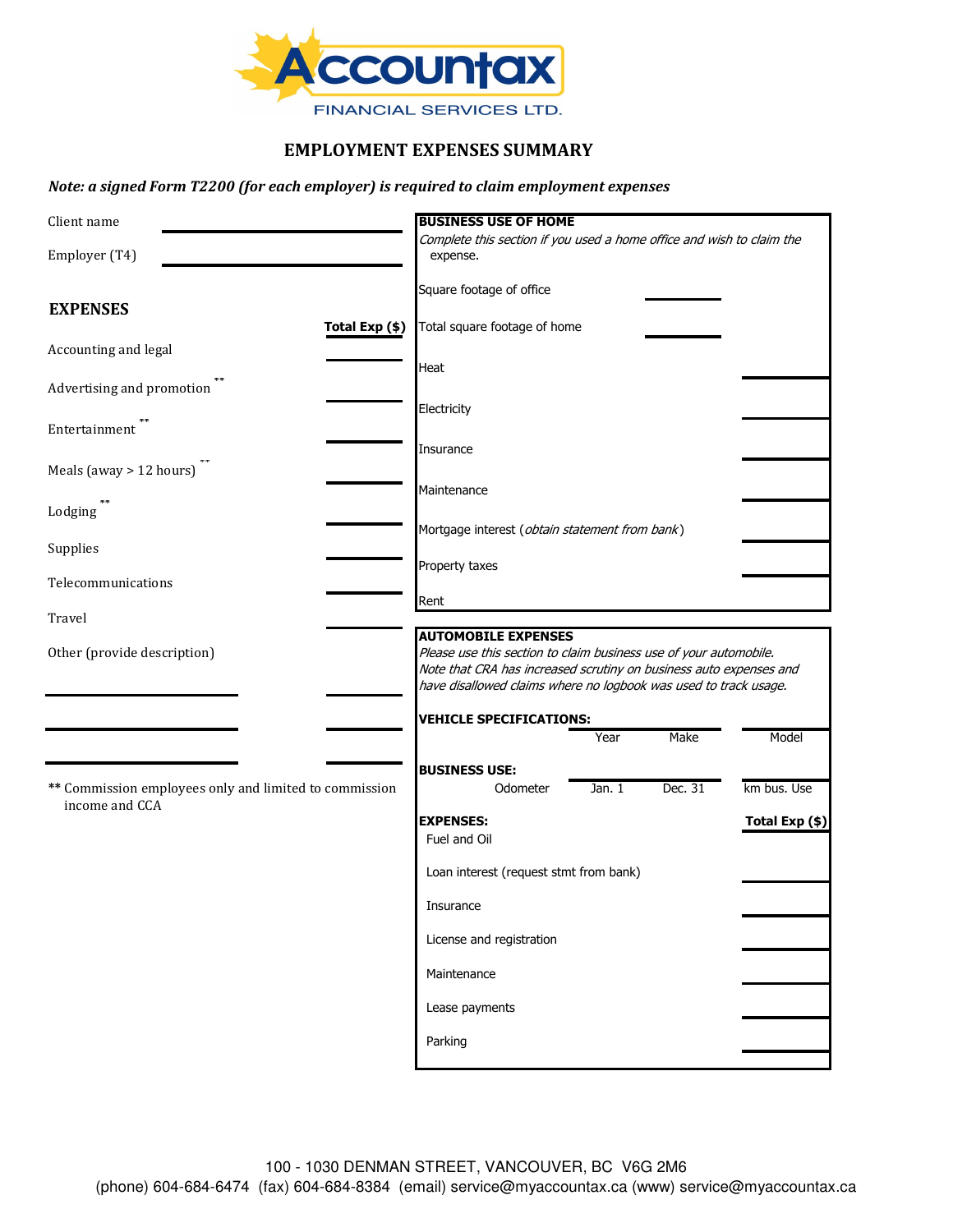Accountax
FINANCIAL SERVICES LTD.

# EMPLOYMENT EXPENSES SUMMARY

***Note: a signed Form T2200 (for each employer) is required to claim employment expenses***

Client name ______________________

Employer (T4) ______________________

## EXPENSES

| | Total Exp ($) |
|---|---|
| Accounting and legal | |
| Advertising and promotion ** | |
| Entertainment ** | |
| Meals (away > 12 hours) ** | |
| Lodging ** | |
| Supplies | |
| Telecommunications | |
| Travel | |
| Other (provide description) | |
| ______________________ | |
| ______________________ | |
| ______________________ | |

** Commission employees only and limited to commission income and CCA

## BUSINESS USE OF HOME

*Complete this section if you used a home office and wish to claim the expense.*

Square footage of office ________

Total square footage of home ________

| | |
|---|---|
| Heat | |
| Electricity | |
| Insurance | |
| Maintenance | |
| Mortgage interest (*obtain statement from bank*) | |
| Property taxes | |
| Rent | |

## AUTOMOBILE EXPENSES

*Please use this section to claim business use of your automobile. Note that CRA has increased scrutiny on business auto expenses and have disallowed claims where no logbook was used to track usage.*

**VEHICLE SPECIFICATIONS:**

| Year | Make | Model |
|---|---|---|
| | | |

**BUSINESS USE:**

| Odometer | Jan. 1 | Dec. 31 | km bus. Use |
|---|---|---|---|
| | | | |

| **EXPENSES:** | **Total Exp ($)** |
|---|---|
| Fuel and Oil | |
| Loan interest (request stmt from bank) | |
| Insurance | |
| License and registration | |
| Maintenance | |
| Lease payments | |
| Parking | |

100 - 1030 DENMAN STREET, VANCOUVER, BC V6G 2M6
(phone) 604-684-6474 (fax) 604-684-8384 (email) service@myaccountax.ca (www) service@myaccountax.ca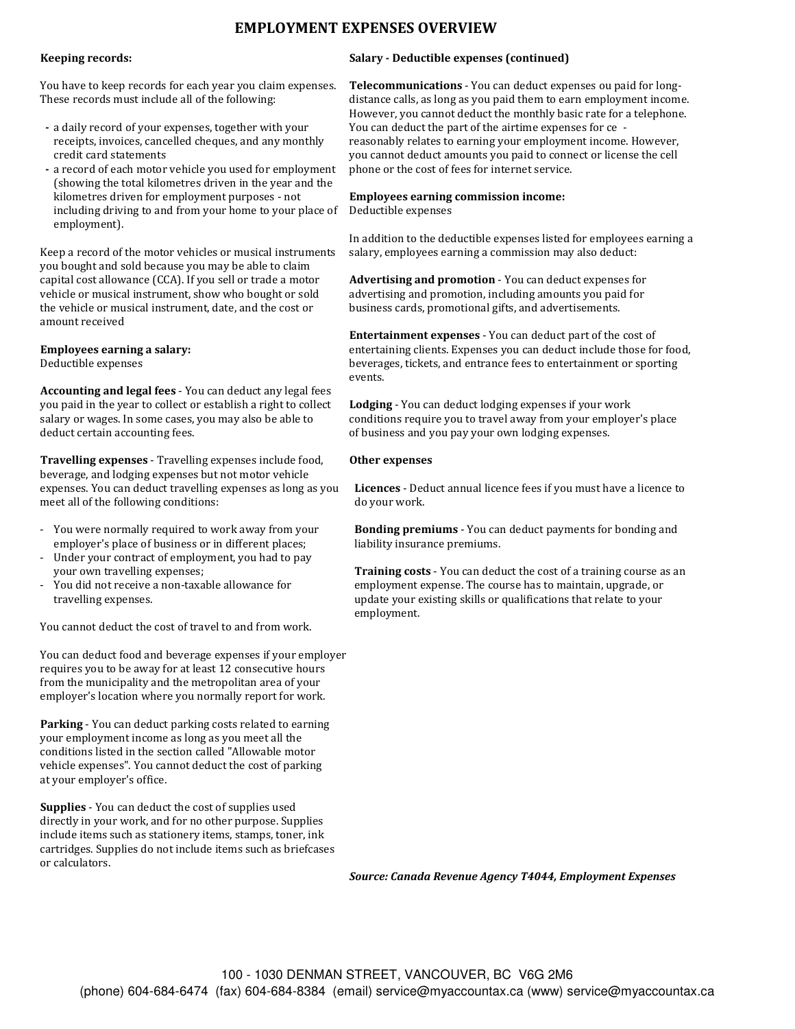# EMPLOYMENT EXPENSES OVERVIEW

**Keeping records:**

You have to keep records for each year you claim expenses. These records must include all of the following:

- a daily record of your expenses, together with your receipts, invoices, cancelled cheques, and any monthly credit card statements
- a record of each motor vehicle you used for employment (showing the total kilometres driven in the year and the kilometres driven for employment purposes - not including driving to and from your home to your place of employment).

Keep a record of the motor vehicles or musical instruments you bought and sold because you may be able to claim capital cost allowance (CCA). If you sell or trade a motor vehicle or musical instrument, show who bought or sold the vehicle or musical instrument, date, and the cost or amount received

**Employees earning a salary:**
Deductible expenses

**Accounting and legal fees** - You can deduct any legal fees you paid in the year to collect or establish a right to collect salary or wages. In some cases, you may also be able to deduct certain accounting fees.

**Travelling expenses** - Travelling expenses include food, beverage, and lodging expenses but not motor vehicle expenses. You can deduct travelling expenses as long as you meet all of the following conditions:

- You were normally required to work away from your employer's place of business or in different places;
- Under your contract of employment, you had to pay your own travelling expenses;
- You did not receive a non-taxable allowance for travelling expenses.

You cannot deduct the cost of travel to and from work.

You can deduct food and beverage expenses if your employer requires you to be away for at least 12 consecutive hours from the municipality and the metropolitan area of your employer's location where you normally report for work.

**Parking** - You can deduct parking costs related to earning your employment income as long as you meet all the conditions listed in the section called "Allowable motor vehicle expenses". You cannot deduct the cost of parking at your employer's office.

**Supplies** - You can deduct the cost of supplies used directly in your work, and for no other purpose. Supplies include items such as stationery items, stamps, toner, ink cartridges. Supplies do not include items such as briefcases or calculators.

**Salary - Deductible expenses (continued)**

**Telecommunications** - You can deduct expenses ou paid for long-distance calls, as long as you paid them to earn employment income. However, you cannot deduct the monthly basic rate for a telephone. You can deduct the part of the airtime expenses for ce - reasonably relates to earning your employment income. However, you cannot deduct amounts you paid to connect or license the cell phone or the cost of fees for internet service.

**Employees earning commission income:**
Deductible expenses

In addition to the deductible expenses listed for employees earning a salary, employees earning a commission may also deduct:

**Advertising and promotion** - You can deduct expenses for advertising and promotion, including amounts you paid for business cards, promotional gifts, and advertisements.

**Entertainment expenses** - You can deduct part of the cost of entertaining clients. Expenses you can deduct include those for food, beverages, tickets, and entrance fees to entertainment or sporting events.

**Lodging** - You can deduct lodging expenses if your work conditions require you to travel away from your employer's place of business and you pay your own lodging expenses.

**Other expenses**

**Licences** - Deduct annual licence fees if you must have a licence to do your work.

**Bonding premiums** - You can deduct payments for bonding and liability insurance premiums.

**Training costs** - You can deduct the cost of a training course as an employment expense. The course has to maintain, upgrade, or update your existing skills or qualifications that relate to your employment.

***Source: Canada Revenue Agency T4044, Employment Expenses***

100 - 1030 DENMAN STREET, VANCOUVER, BC V6G 2M6
(phone) 604-684-6474 (fax) 604-684-8384 (email) service@myaccountax.ca (www) service@myaccountax.ca